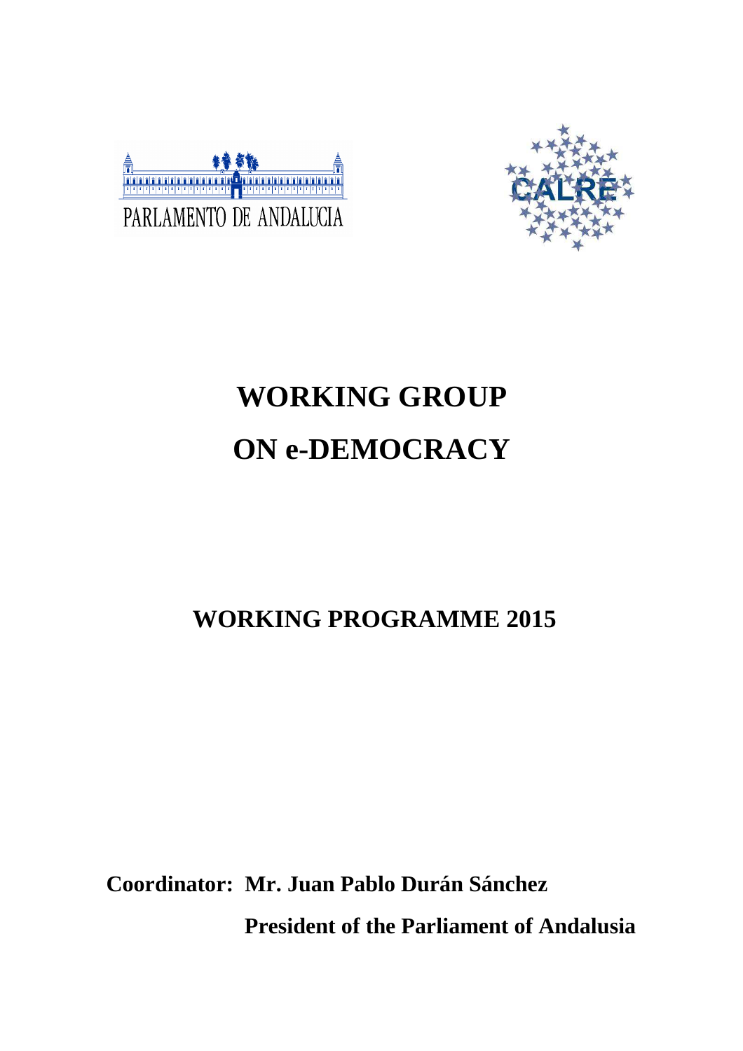PARLAMENTO DE ANDALUCIA

CALRE

# WORKING GROUP ON e-DEMOCRACY

## WORKING PROGRAMME 2015

**Coordinator: Mr. Juan Pablo Durán Sánchez**

**President of the Parliament of Andalusia**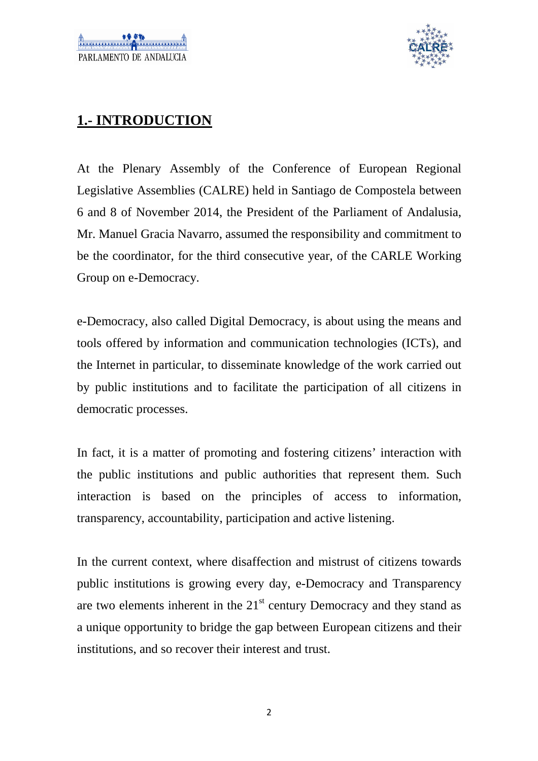# 1.- INTRODUCTION

At the Plenary Assembly of the Conference of European Regional Legislative Assemblies (CALRE) held in Santiago de Compostela between 6 and 8 of November 2014, the President of the Parliament of Andalusia, Mr. Manuel Gracia Navarro, assumed the responsibility and commitment to be the coordinator, for the third consecutive year, of the CARLE Working Group on e-Democracy.

e-Democracy, also called Digital Democracy, is about using the means and tools offered by information and communication technologies (ICTs), and the Internet in particular, to disseminate knowledge of the work carried out by public institutions and to facilitate the participation of all citizens in democratic processes.

In fact, it is a matter of promoting and fostering citizens' interaction with the public institutions and public authorities that represent them. Such interaction is based on the principles of access to information, transparency, accountability, participation and active listening.

In the current context, where disaffection and mistrust of citizens towards public institutions is growing every day, e-Democracy and Transparency are two elements inherent in the 21st century Democracy and they stand as a unique opportunity to bridge the gap between European citizens and their institutions, and so recover their interest and trust.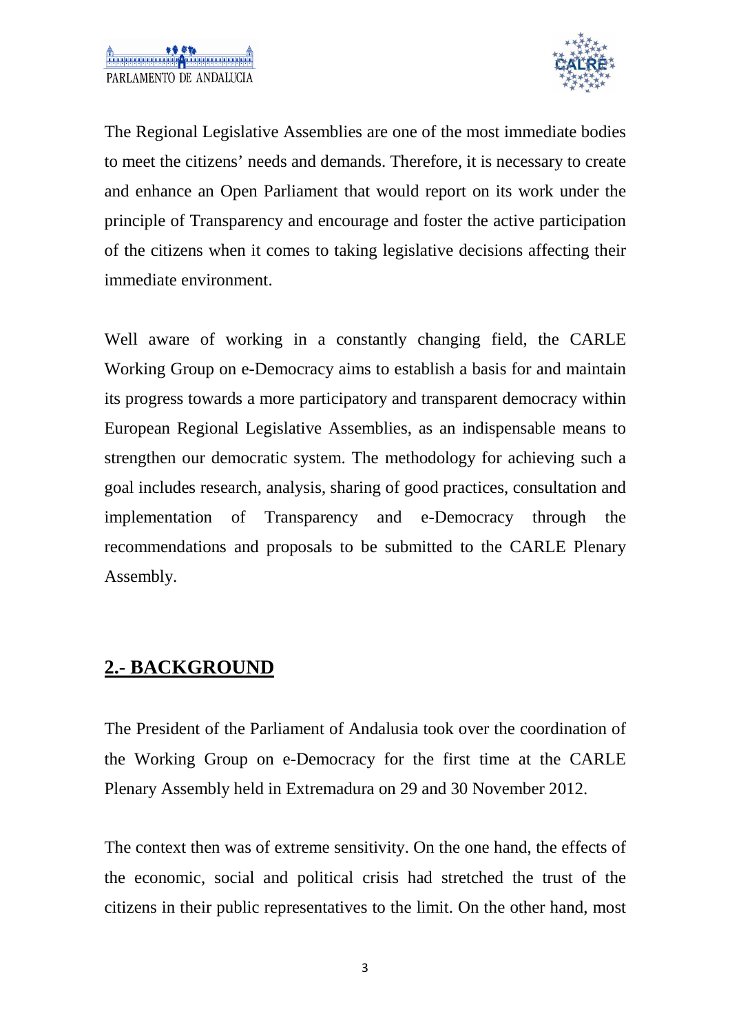The Regional Legislative Assemblies are one of the most immediate bodies to meet the citizens' needs and demands. Therefore, it is necessary to create and enhance an Open Parliament that would report on its work under the principle of Transparency and encourage and foster the active participation of the citizens when it comes to taking legislative decisions affecting their immediate environment.

Well aware of working in a constantly changing field, the CARLE Working Group on e-Democracy aims to establish a basis for and maintain its progress towards a more participatory and transparent democracy within European Regional Legislative Assemblies, as an indispensable means to strengthen our democratic system. The methodology for achieving such a goal includes research, analysis, sharing of good practices, consultation and implementation of Transparency and e-Democracy through the recommendations and proposals to be submitted to the CARLE Plenary Assembly.

## 2.- BACKGROUND

The President of the Parliament of Andalusia took over the coordination of the Working Group on e-Democracy for the first time at the CARLE Plenary Assembly held in Extremadura on 29 and 30 November 2012.

The context then was of extreme sensitivity. On the one hand, the effects of the economic, social and political crisis had stretched the trust of the citizens in their public representatives to the limit. On the other hand, most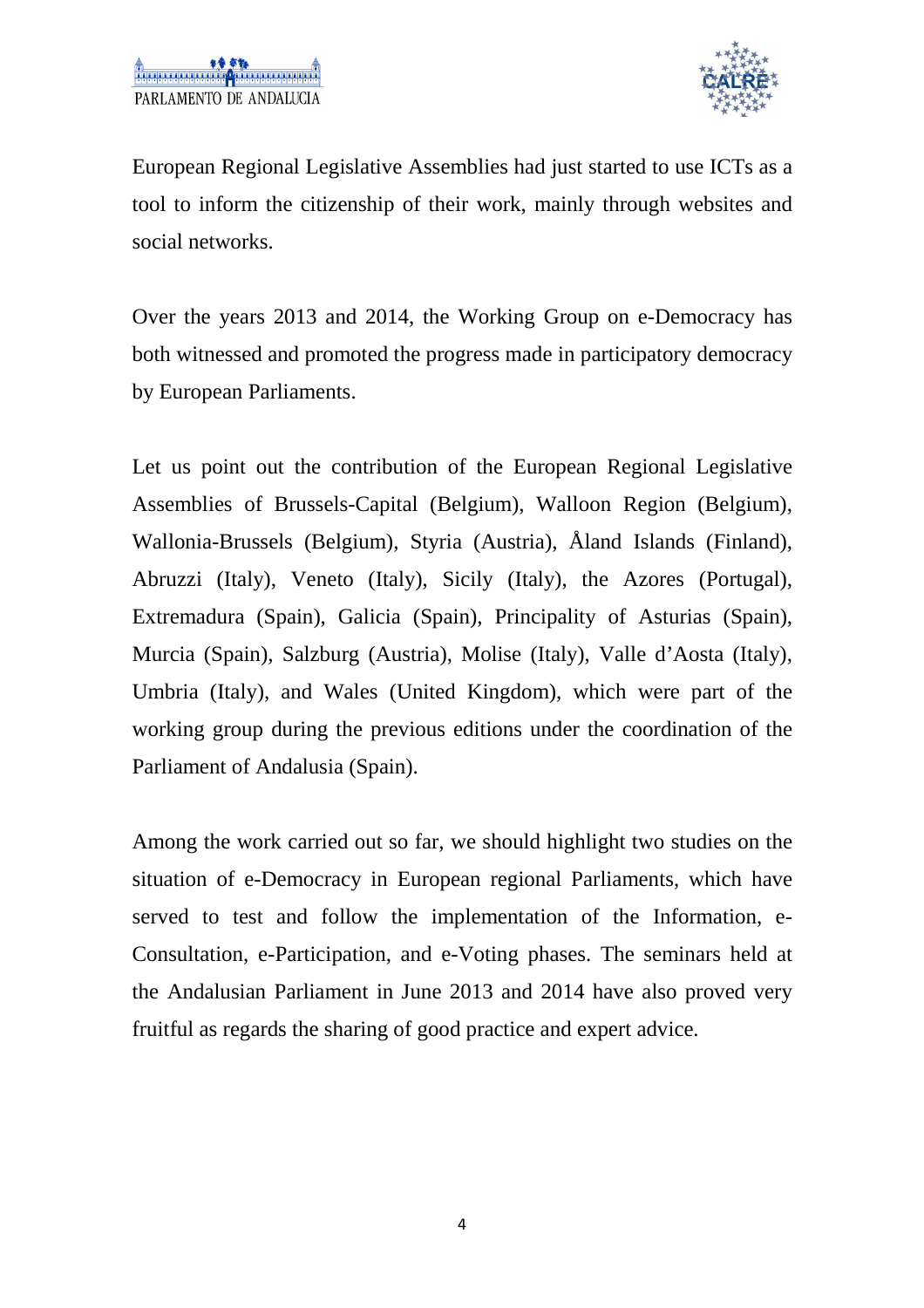European Regional Legislative Assemblies had just started to use ICTs as a tool to inform the citizenship of their work, mainly through websites and social networks.

Over the years 2013 and 2014, the Working Group on e-Democracy has both witnessed and promoted the progress made in participatory democracy by European Parliaments.

Let us point out the contribution of the European Regional Legislative Assemblies of Brussels-Capital (Belgium), Walloon Region (Belgium), Wallonia-Brussels (Belgium), Styria (Austria), Åland Islands (Finland), Abruzzi (Italy), Veneto (Italy), Sicily (Italy), the Azores (Portugal), Extremadura (Spain), Galicia (Spain), Principality of Asturias (Spain), Murcia (Spain), Salzburg (Austria), Molise (Italy), Valle d'Aosta (Italy), Umbria (Italy), and Wales (United Kingdom), which were part of the working group during the previous editions under the coordination of the Parliament of Andalusia (Spain).

Among the work carried out so far, we should highlight two studies on the situation of e-Democracy in European regional Parliaments, which have served to test and follow the implementation of the Information, e-Consultation, e-Participation, and e-Voting phases. The seminars held at the Andalusian Parliament in June 2013 and 2014 have also proved very fruitful as regards the sharing of good practice and expert advice.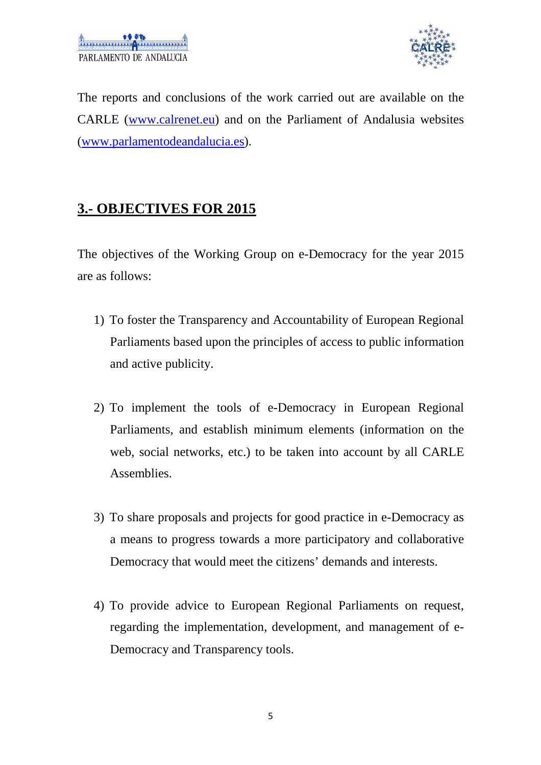The reports and conclusions of the work carried out are available on the CARLE (www.calrenet.eu) and on the Parliament of Andalusia websites (www.parlamentodeandalucia.es).

## 3.- OBJECTIVES FOR 2015

The objectives of the Working Group on e-Democracy for the year 2015 are as follows:

1) To foster the Transparency and Accountability of European Regional Parliaments based upon the principles of access to public information and active publicity.

2) To implement the tools of e-Democracy in European Regional Parliaments, and establish minimum elements (information on the web, social networks, etc.) to be taken into account by all CARLE Assemblies.

3) To share proposals and projects for good practice in e-Democracy as a means to progress towards a more participatory and collaborative Democracy that would meet the citizens' demands and interests.

4) To provide advice to European Regional Parliaments on request, regarding the implementation, development, and management of e-Democracy and Transparency tools.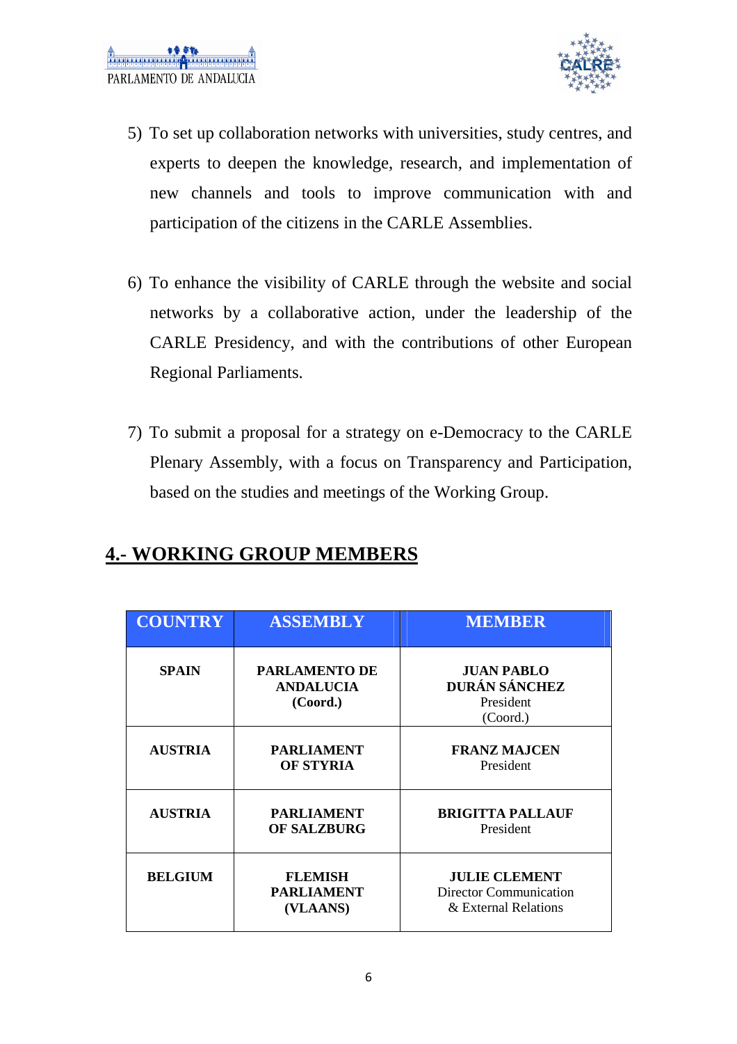5) To set up collaboration networks with universities, study centres, and experts to deepen the knowledge, research, and implementation of new channels and tools to improve communication with and participation of the citizens in the CARLE Assemblies.

6) To enhance the visibility of CARLE through the website and social networks by a collaborative action, under the leadership of the CARLE Presidency, and with the contributions of other European Regional Parliaments.

7) To submit a proposal for a strategy on e-Democracy to the CARLE Plenary Assembly, with a focus on Transparency and Participation, based on the studies and meetings of the Working Group.

## 4.- WORKING GROUP MEMBERS

| COUNTRY | ASSEMBLY | MEMBER |
|---|---|---|
| **SPAIN** | **PARLAMENTO DE ANDALUCIA (Coord.)** | **JUAN PABLO DURÁN SÁNCHEZ** President (Coord.) |
| **AUSTRIA** | **PARLIAMENT OF STYRIA** | **FRANZ MAJCEN** President |
| **AUSTRIA** | **PARLIAMENT OF SALZBURG** | **BRIGITTA PALLAUF** President |
| **BELGIUM** | **FLEMISH PARLIAMENT (VLAANS)** | **JULIE CLEMENT** Director Communication & External Relations |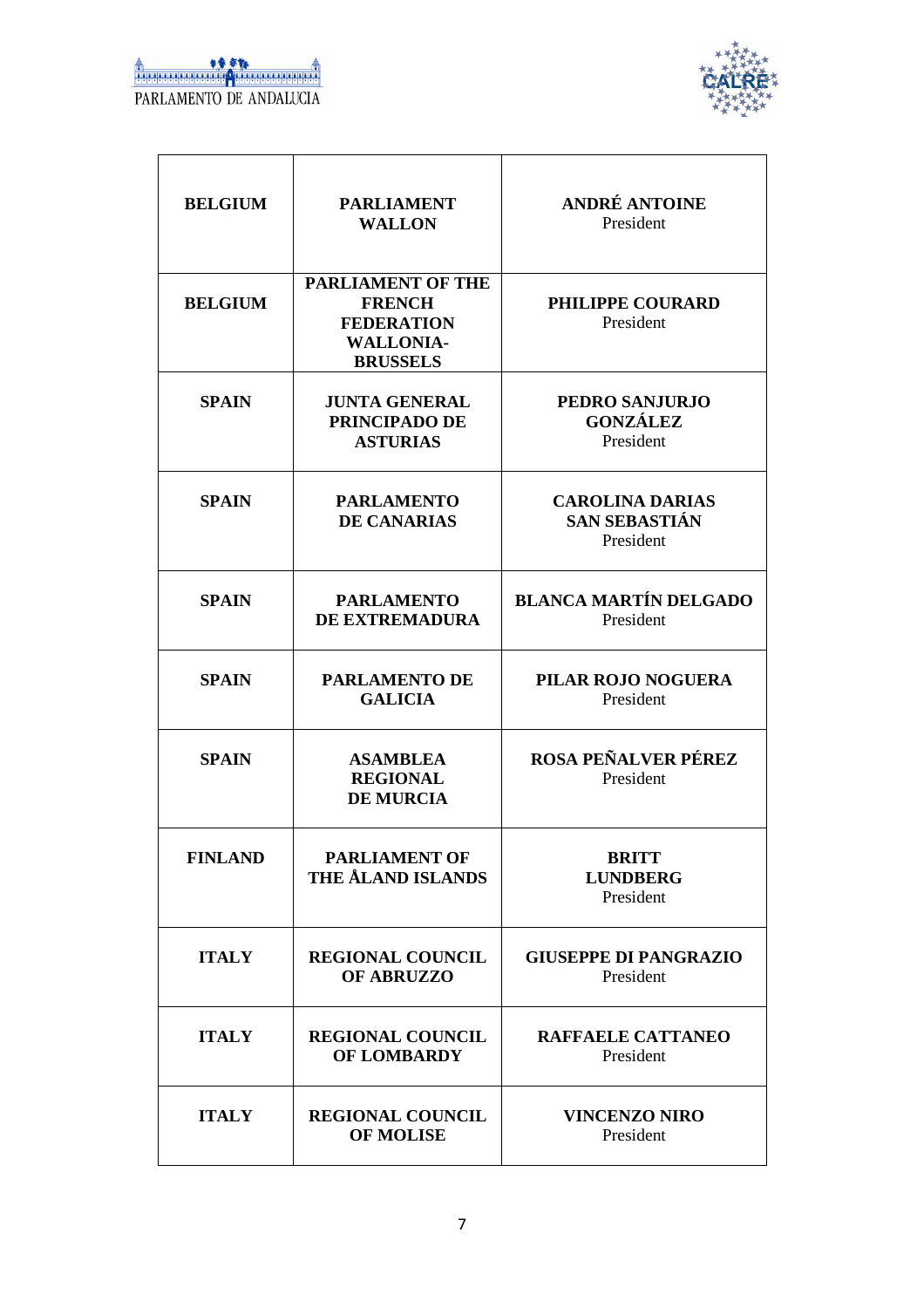| **BELGIUM** | **PARLIAMENT WALLON** | **ANDRÉ ANTOINE** President |
|---|---|---|
| **BELGIUM** | **PARLIAMENT OF THE FRENCH FEDERATION WALLONIA-BRUSSELS** | **PHILIPPE COURARD** President |
| **SPAIN** | **JUNTA GENERAL PRINCIPADO DE ASTURIAS** | **PEDRO SANJURJO GONZÁLEZ** President |
| **SPAIN** | **PARLAMENTO DE CANARIAS** | **CAROLINA DARIAS SAN SEBASTIÁN** President |
| **SPAIN** | **PARLAMENTO DE EXTREMADURA** | **BLANCA MARTÍN DELGADO** President |
| **SPAIN** | **PARLAMENTO DE GALICIA** | **PILAR ROJO NOGUERA** President |
| **SPAIN** | **ASAMBLEA REGIONAL DE MURCIA** | **ROSA PEÑALVER PÉREZ** President |
| **FINLAND** | **PARLIAMENT OF THE ÅLAND ISLANDS** | **BRITT LUNDBERG** President |
| **ITALY** | **REGIONAL COUNCIL OF ABRUZZO** | **GIUSEPPE DI PANGRAZIO** President |
| **ITALY** | **REGIONAL COUNCIL OF LOMBARDY** | **RAFFAELE CATTANEO** President |
| **ITALY** | **REGIONAL COUNCIL OF MOLISE** | **VINCENZO NIRO** President |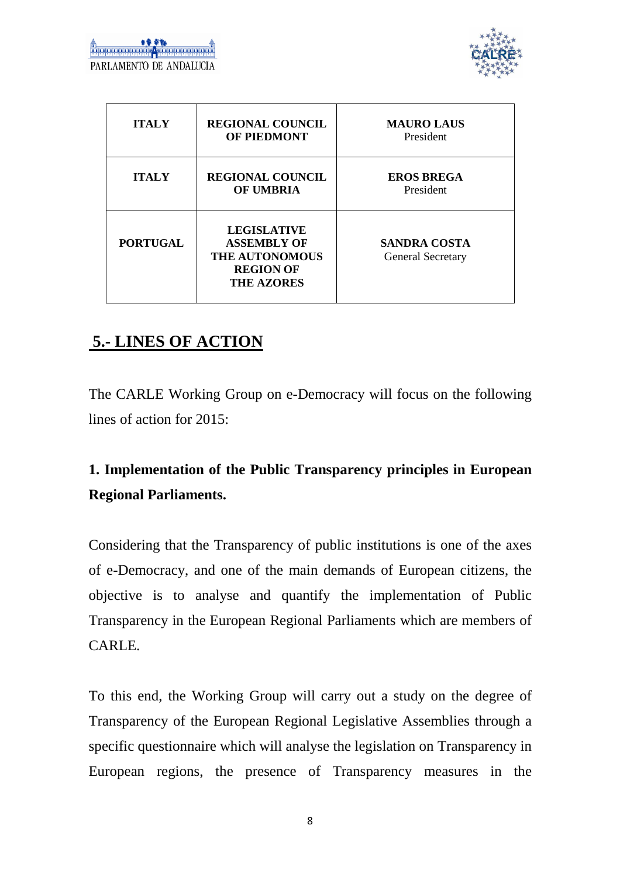| ITALY | REGIONAL COUNCIL OF PIEDMONT | **MAURO LAUS** President |
|---|---|---|
| **ITALY** | **REGIONAL COUNCIL OF UMBRIA** | **EROS BREGA** President |
| **PORTUGAL** | **LEGISLATIVE ASSEMBLY OF THE AUTONOMOUS REGION OF THE AZORES** | **SANDRA COSTA** General Secretary |

## 5.- LINES OF ACTION

The CARLE Working Group on e-Democracy will focus on the following lines of action for 2015:

**1. Implementation of the Public Transparency principles in European Regional Parliaments.**

Considering that the Transparency of public institutions is one of the axes of e-Democracy, and one of the main demands of European citizens, the objective is to analyse and quantify the implementation of Public Transparency in the European Regional Parliaments which are members of CARLE.

To this end, the Working Group will carry out a study on the degree of Transparency of the European Regional Legislative Assemblies through a specific questionnaire which will analyse the legislation on Transparency in European regions, the presence of Transparency measures in the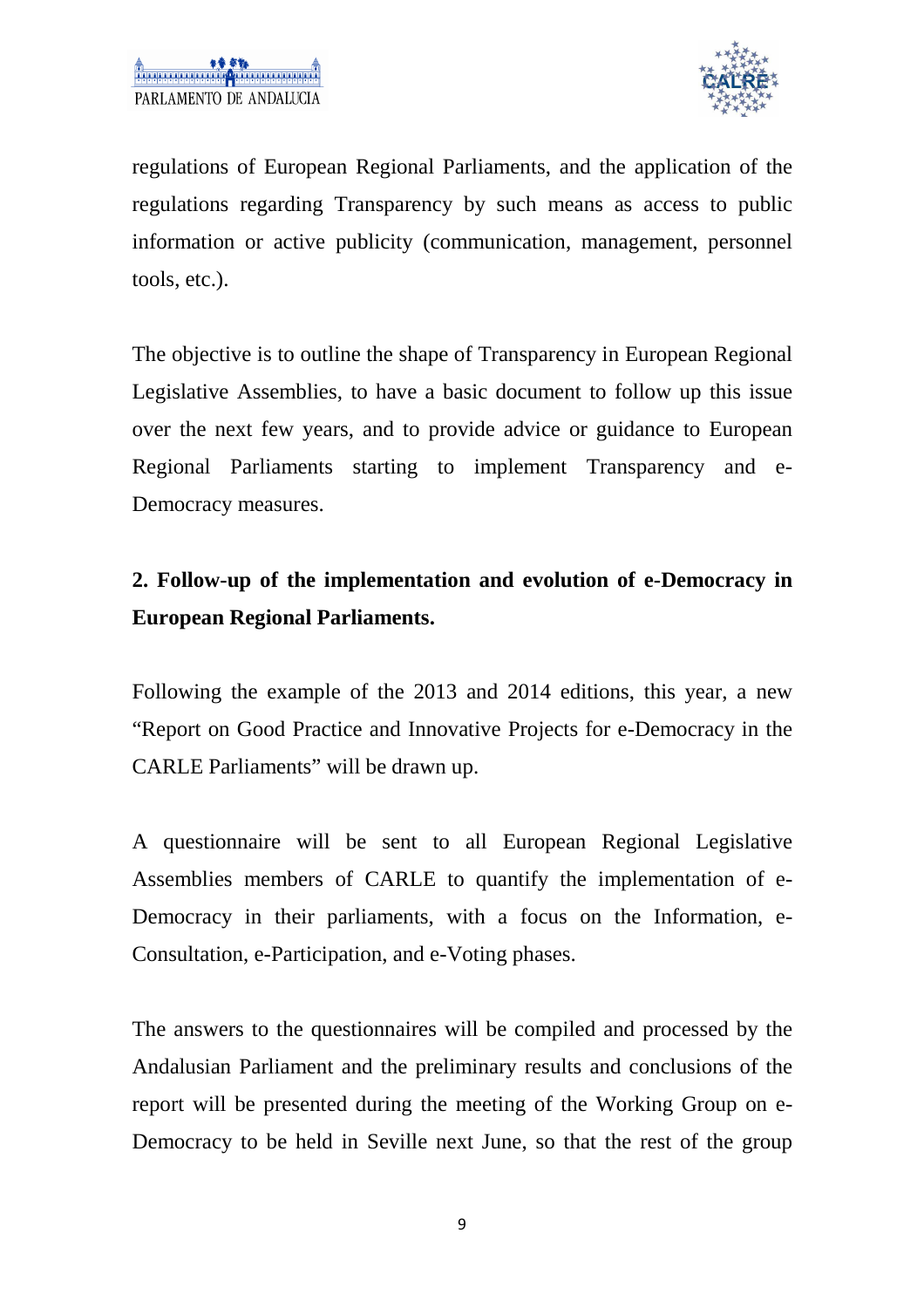regulations of European Regional Parliaments, and the application of the regulations regarding Transparency by such means as access to public information or active publicity (communication, management, personnel tools, etc.).

The objective is to outline the shape of Transparency in European Regional Legislative Assemblies, to have a basic document to follow up this issue over the next few years, and to provide advice or guidance to European Regional Parliaments starting to implement Transparency and e-Democracy measures.

## 2. Follow-up of the implementation and evolution of e-Democracy in European Regional Parliaments.

Following the example of the 2013 and 2014 editions, this year, a new "Report on Good Practice and Innovative Projects for e-Democracy in the CARLE Parliaments" will be drawn up.

A questionnaire will be sent to all European Regional Legislative Assemblies members of CARLE to quantify the implementation of e-Democracy in their parliaments, with a focus on the Information, e-Consultation, e-Participation, and e-Voting phases.

The answers to the questionnaires will be compiled and processed by the Andalusian Parliament and the preliminary results and conclusions of the report will be presented during the meeting of the Working Group on e-Democracy to be held in Seville next June, so that the rest of the group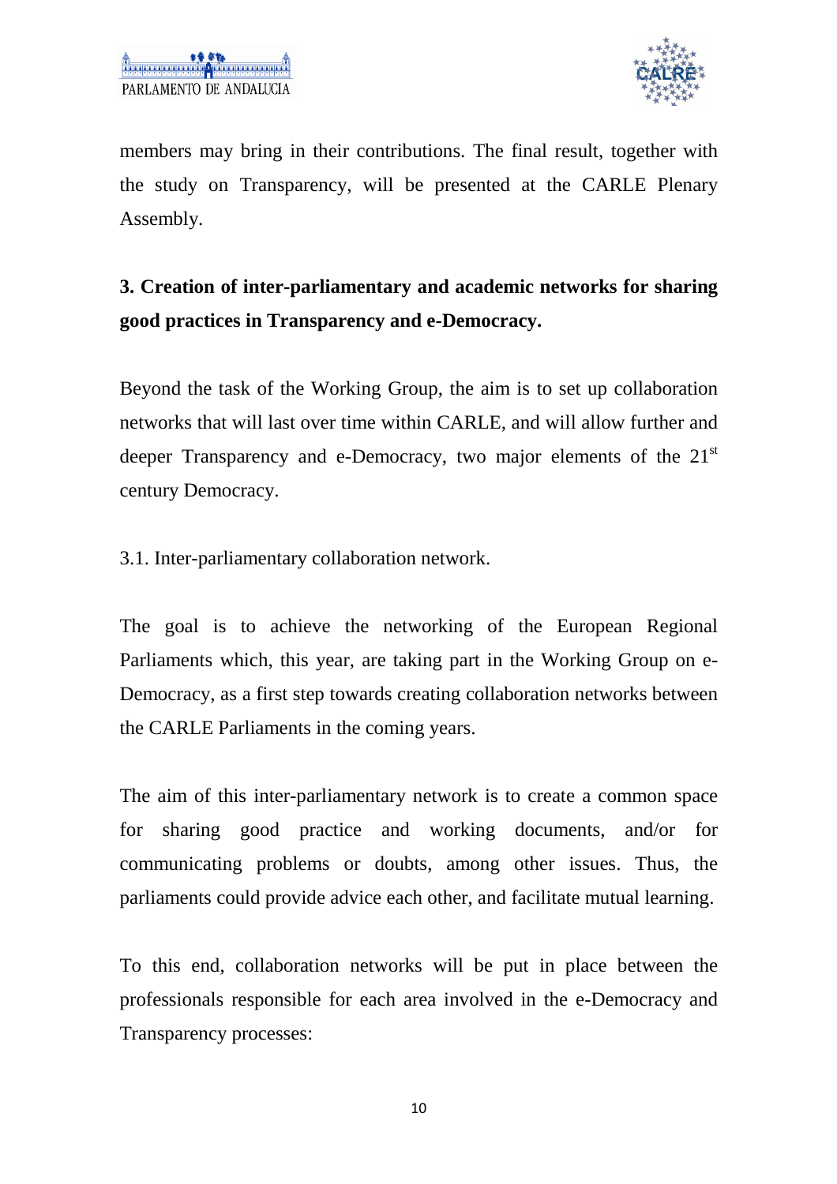members may bring in their contributions. The final result, together with the study on Transparency, will be presented at the CARLE Plenary Assembly.

## 3. Creation of inter-parliamentary and academic networks for sharing good practices in Transparency and e-Democracy.

Beyond the task of the Working Group, the aim is to set up collaboration networks that will last over time within CARLE, and will allow further and deeper Transparency and e-Democracy, two major elements of the 21st century Democracy.

### 3.1. Inter-parliamentary collaboration network.

The goal is to achieve the networking of the European Regional Parliaments which, this year, are taking part in the Working Group on e-Democracy, as a first step towards creating collaboration networks between the CARLE Parliaments in the coming years.

The aim of this inter-parliamentary network is to create a common space for sharing good practice and working documents, and/or for communicating problems or doubts, among other issues. Thus, the parliaments could provide advice each other, and facilitate mutual learning.

To this end, collaboration networks will be put in place between the professionals responsible for each area involved in the e-Democracy and Transparency processes: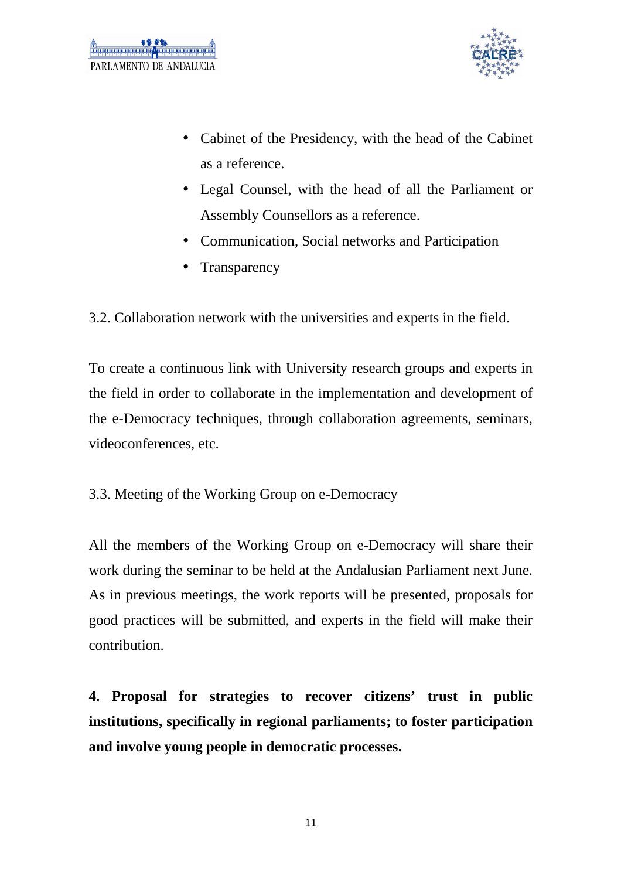- Cabinet of the Presidency, with the head of the Cabinet as a reference.
- Legal Counsel, with the head of all the Parliament or Assembly Counsellors as a reference.
- Communication, Social networks and Participation
- Transparency

3.2. Collaboration network with the universities and experts in the field.

To create a continuous link with University research groups and experts in the field in order to collaborate in the implementation and development of the e-Democracy techniques, through collaboration agreements, seminars, videoconferences, etc.

3.3. Meeting of the Working Group on e-Democracy

All the members of the Working Group on e-Democracy will share their work during the seminar to be held at the Andalusian Parliament next June. As in previous meetings, the work reports will be presented, proposals for good practices will be submitted, and experts in the field will make their contribution.

## 4. Proposal for strategies to recover citizens' trust in public institutions, specifically in regional parliaments; to foster participation and involve young people in democratic processes.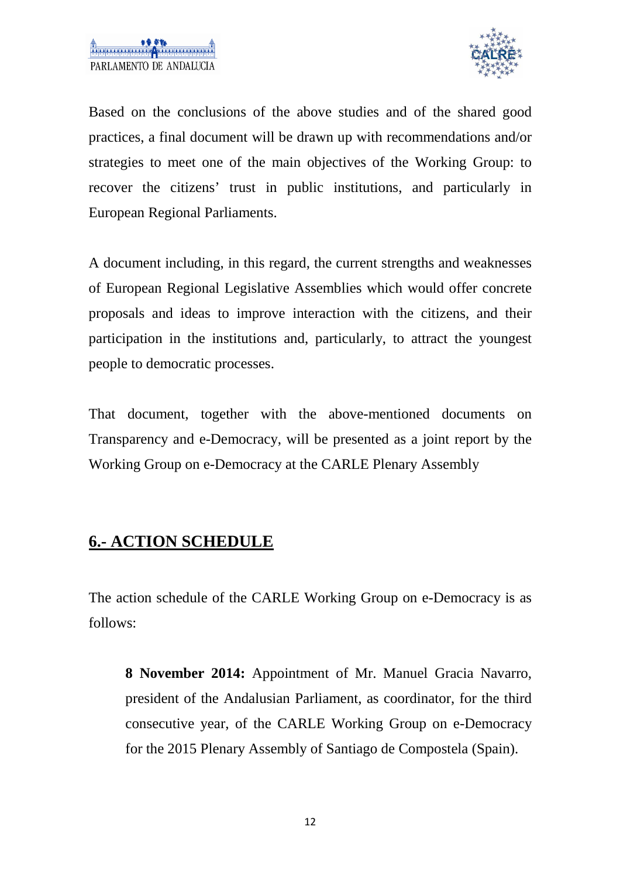Based on the conclusions of the above studies and of the shared good practices, a final document will be drawn up with recommendations and/or strategies to meet one of the main objectives of the Working Group: to recover the citizens' trust in public institutions, and particularly in European Regional Parliaments.

A document including, in this regard, the current strengths and weaknesses of European Regional Legislative Assemblies which would offer concrete proposals and ideas to improve interaction with the citizens, and their participation in the institutions and, particularly, to attract the youngest people to democratic processes.

That document, together with the above-mentioned documents on Transparency and e-Democracy, will be presented as a joint report by the Working Group on e-Democracy at the CARLE Plenary Assembly

## 6.- ACTION SCHEDULE

The action schedule of the CARLE Working Group on e-Democracy is as follows:

> **8 November 2014:** Appointment of Mr. Manuel Gracia Navarro, president of the Andalusian Parliament, as coordinator, for the third consecutive year, of the CARLE Working Group on e-Democracy for the 2015 Plenary Assembly of Santiago de Compostela (Spain).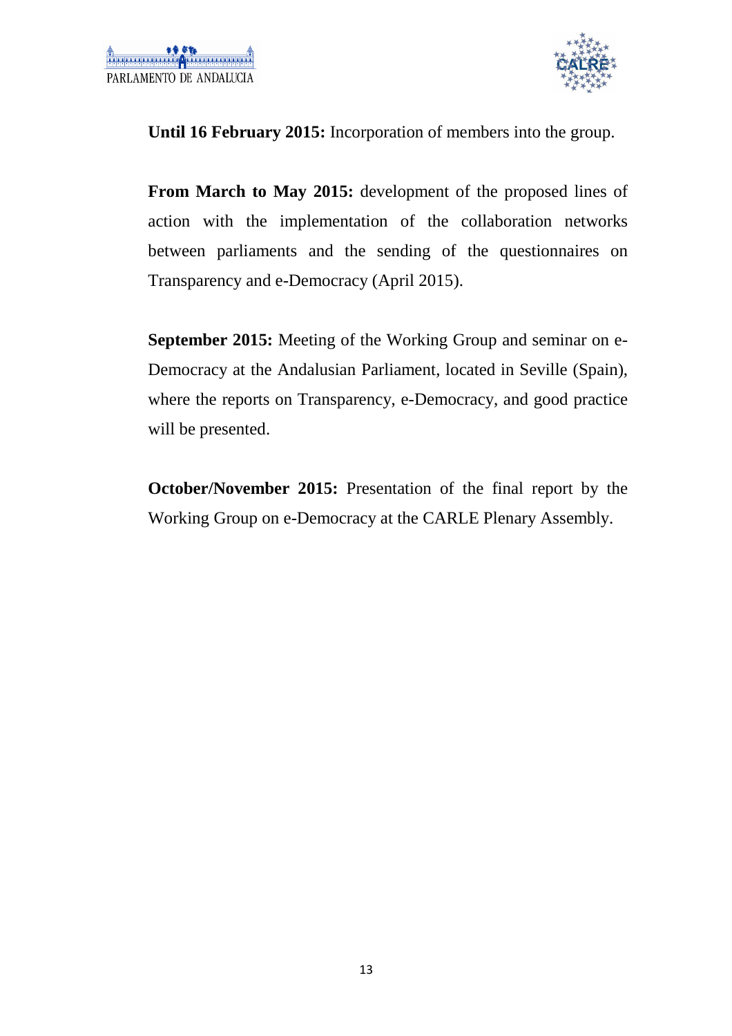**Until 16 February 2015:** Incorporation of members into the group.

**From March to May 2015:** development of the proposed lines of action with the implementation of the collaboration networks between parliaments and the sending of the questionnaires on Transparency and e-Democracy (April 2015).

**September 2015:** Meeting of the Working Group and seminar on e-Democracy at the Andalusian Parliament, located in Seville (Spain), where the reports on Transparency, e-Democracy, and good practice will be presented.

**October/November 2015:** Presentation of the final report by the Working Group on e-Democracy at the CARLE Plenary Assembly.